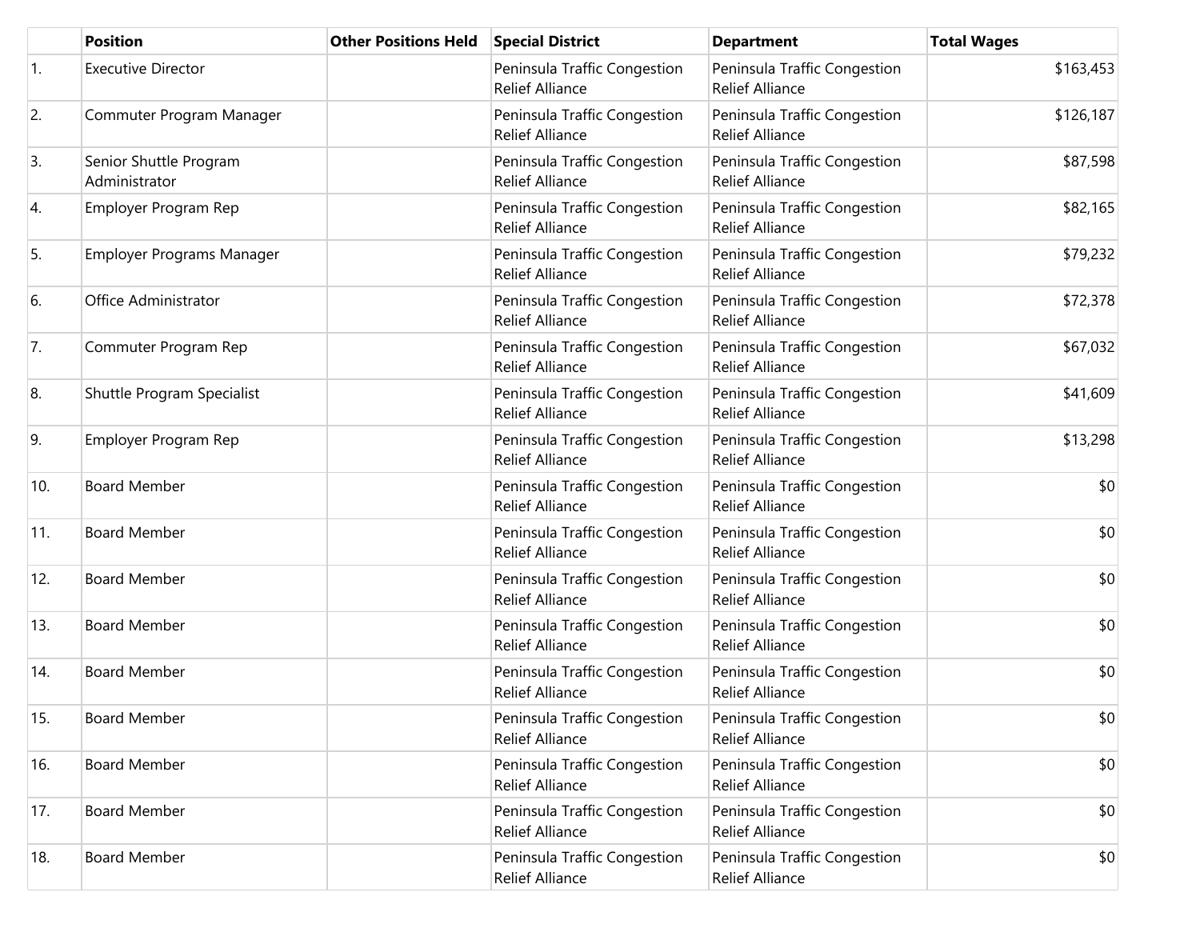|  | Position | Other Positions Held | Special District | Department | Total Wages |
|---|---|---|---|---|---|
| 1. | Executive Director |  | Peninsula Traffic Congestion Relief Alliance | Peninsula Traffic Congestion Relief Alliance | $163,453 |
| 2. | Commuter Program Manager |  | Peninsula Traffic Congestion Relief Alliance | Peninsula Traffic Congestion Relief Alliance | $126,187 |
| 3. | Senior Shuttle Program Administrator |  | Peninsula Traffic Congestion Relief Alliance | Peninsula Traffic Congestion Relief Alliance | $87,598 |
| 4. | Employer Program Rep |  | Peninsula Traffic Congestion Relief Alliance | Peninsula Traffic Congestion Relief Alliance | $82,165 |
| 5. | Employer Programs Manager |  | Peninsula Traffic Congestion Relief Alliance | Peninsula Traffic Congestion Relief Alliance | $79,232 |
| 6. | Office Administrator |  | Peninsula Traffic Congestion Relief Alliance | Peninsula Traffic Congestion Relief Alliance | $72,378 |
| 7. | Commuter Program Rep |  | Peninsula Traffic Congestion Relief Alliance | Peninsula Traffic Congestion Relief Alliance | $67,032 |
| 8. | Shuttle Program Specialist |  | Peninsula Traffic Congestion Relief Alliance | Peninsula Traffic Congestion Relief Alliance | $41,609 |
| 9. | Employer Program Rep |  | Peninsula Traffic Congestion Relief Alliance | Peninsula Traffic Congestion Relief Alliance | $13,298 |
| 10. | Board Member |  | Peninsula Traffic Congestion Relief Alliance | Peninsula Traffic Congestion Relief Alliance | $0 |
| 11. | Board Member |  | Peninsula Traffic Congestion Relief Alliance | Peninsula Traffic Congestion Relief Alliance | $0 |
| 12. | Board Member |  | Peninsula Traffic Congestion Relief Alliance | Peninsula Traffic Congestion Relief Alliance | $0 |
| 13. | Board Member |  | Peninsula Traffic Congestion Relief Alliance | Peninsula Traffic Congestion Relief Alliance | $0 |
| 14. | Board Member |  | Peninsula Traffic Congestion Relief Alliance | Peninsula Traffic Congestion Relief Alliance | $0 |
| 15. | Board Member |  | Peninsula Traffic Congestion Relief Alliance | Peninsula Traffic Congestion Relief Alliance | $0 |
| 16. | Board Member |  | Peninsula Traffic Congestion Relief Alliance | Peninsula Traffic Congestion Relief Alliance | $0 |
| 17. | Board Member |  | Peninsula Traffic Congestion Relief Alliance | Peninsula Traffic Congestion Relief Alliance | $0 |
| 18. | Board Member |  | Peninsula Traffic Congestion Relief Alliance | Peninsula Traffic Congestion Relief Alliance | $0 |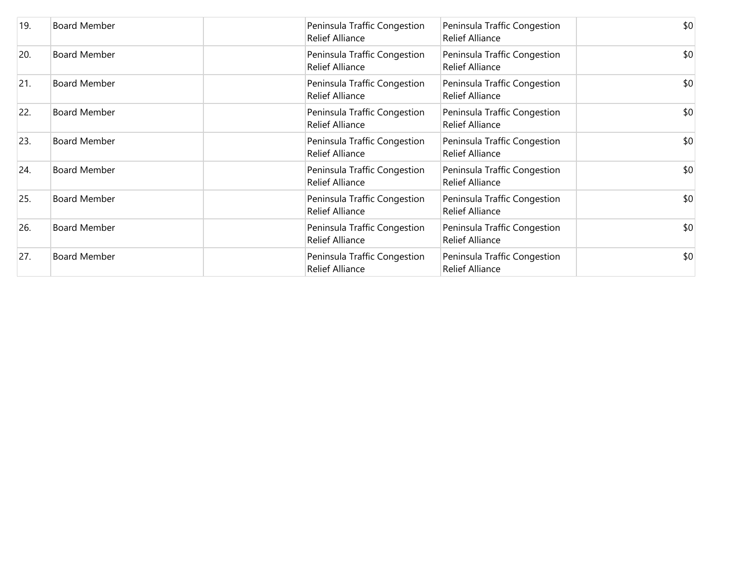| | | | | | |
|---|---|---|---|---|---|
| 19. | Board Member | | Peninsula Traffic Congestion Relief Alliance | Peninsula Traffic Congestion Relief Alliance | $0 |
| 20. | Board Member | | Peninsula Traffic Congestion Relief Alliance | Peninsula Traffic Congestion Relief Alliance | $0 |
| 21. | Board Member | | Peninsula Traffic Congestion Relief Alliance | Peninsula Traffic Congestion Relief Alliance | $0 |
| 22. | Board Member | | Peninsula Traffic Congestion Relief Alliance | Peninsula Traffic Congestion Relief Alliance | $0 |
| 23. | Board Member | | Peninsula Traffic Congestion Relief Alliance | Peninsula Traffic Congestion Relief Alliance | $0 |
| 24. | Board Member | | Peninsula Traffic Congestion Relief Alliance | Peninsula Traffic Congestion Relief Alliance | $0 |
| 25. | Board Member | | Peninsula Traffic Congestion Relief Alliance | Peninsula Traffic Congestion Relief Alliance | $0 |
| 26. | Board Member | | Peninsula Traffic Congestion Relief Alliance | Peninsula Traffic Congestion Relief Alliance | $0 |
| 27. | Board Member | | Peninsula Traffic Congestion Relief Alliance | Peninsula Traffic Congestion Relief Alliance | $0 |